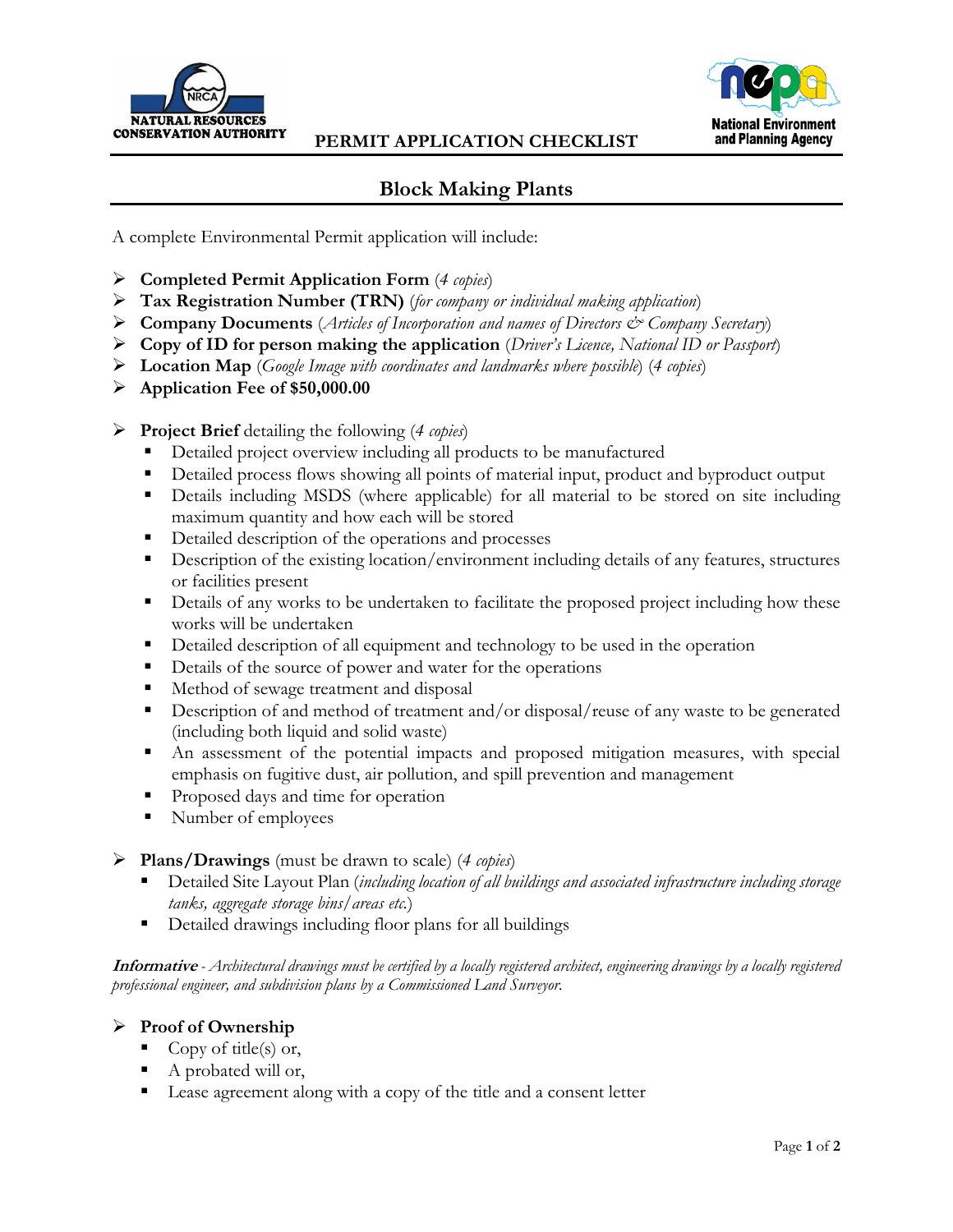NATURAL RESOURCES CONSERVATION AUTHORITY

**PERMIT APPLICATION CHECKLIST**

National Environment and Planning Agency

## Block Making Plants

A complete Environmental Permit application will include:

- **Completed Permit Application Form** (*4 copies*)
- **Tax Registration Number (TRN)** (*for company or individual making application*)
- **Company Documents** (*Articles of Incorporation and names of Directors & Company Secretary*)
- **Copy of ID for person making the application** (*Driver's Licence, National ID or Passport*)
- **Location Map** (*Google Image with coordinates and landmarks where possible*) (*4 copies*)
- **Application Fee of $50,000.00**

- **Project Brief** detailing the following (*4 copies*)
  - Detailed project overview including all products to be manufactured
  - Detailed process flows showing all points of material input, product and byproduct output
  - Details including MSDS (where applicable) for all material to be stored on site including maximum quantity and how each will be stored
  - Detailed description of the operations and processes
  - Description of the existing location/environment including details of any features, structures or facilities present
  - Details of any works to be undertaken to facilitate the proposed project including how these works will be undertaken
  - Detailed description of all equipment and technology to be used in the operation
  - Details of the source of power and water for the operations
  - Method of sewage treatment and disposal
  - Description of and method of treatment and/or disposal/reuse of any waste to be generated (including both liquid and solid waste)
  - An assessment of the potential impacts and proposed mitigation measures, with special emphasis on fugitive dust, air pollution, and spill prevention and management
  - Proposed days and time for operation
  - Number of employees

- **Plans/Drawings** (must be drawn to scale) (*4 copies*)
  - Detailed Site Layout Plan (*including location of all buildings and associated infrastructure including storage tanks, aggregate storage bins/areas etc.*)
  - Detailed drawings including floor plans for all buildings

***Informative*** *- Architectural drawings must be certified by a locally registered architect, engineering drawings by a locally registered professional engineer, and subdivision plans by a Commissioned Land Surveyor.*

- **Proof of Ownership**
  - Copy of title(s) or,
  - A probated will or,
  - Lease agreement along with a copy of the title and a consent letter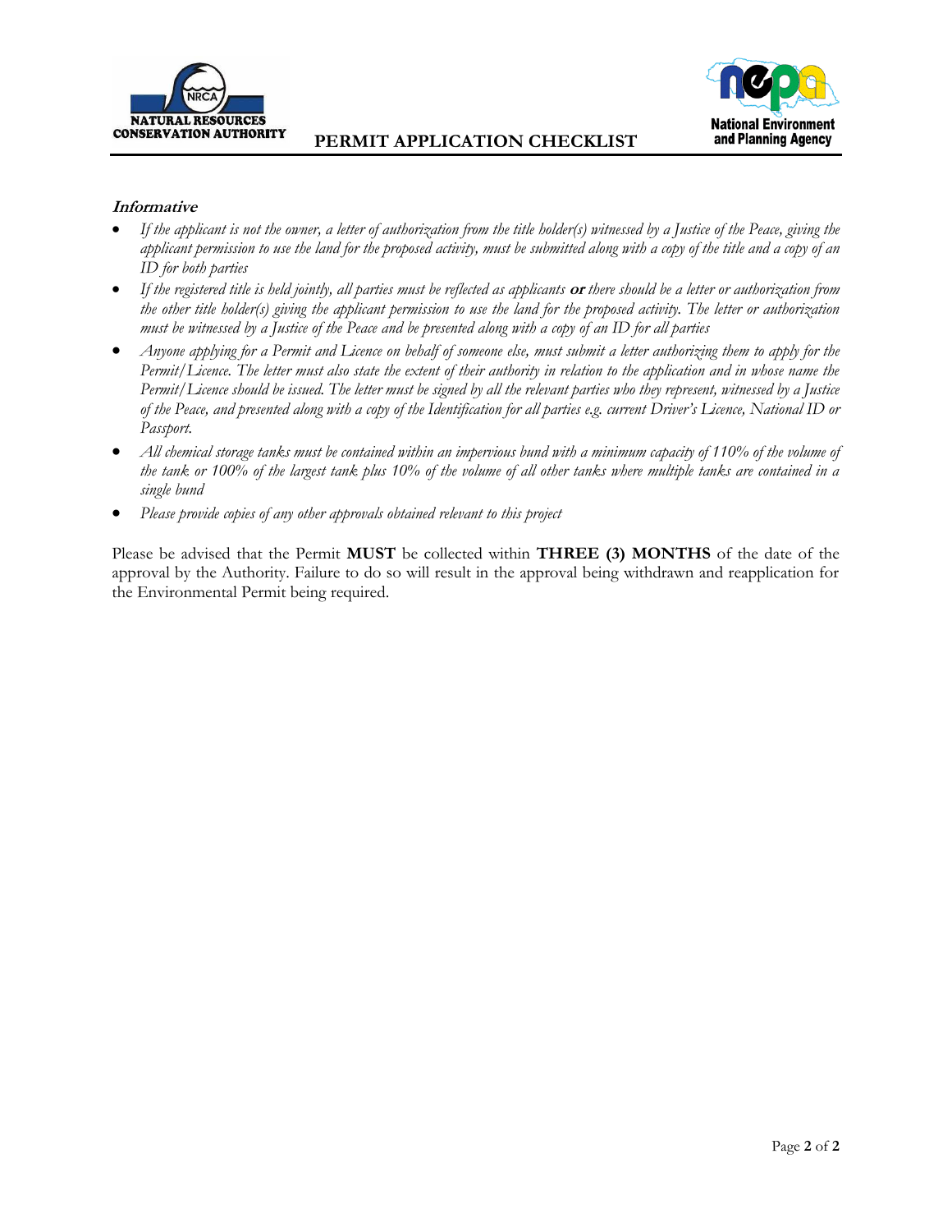### *Informative*

- *If the applicant is not the owner, a letter of authorization from the title holder(s) witnessed by a Justice of the Peace, giving the applicant permission to use the land for the proposed activity, must be submitted along with a copy of the title and a copy of an ID for both parties*
- *If the registered title is held jointly, all parties must be reflected as applicants* ***or*** *there should be a letter or authorization from the other title holder(s) giving the applicant permission to use the land for the proposed activity. The letter or authorization must be witnessed by a Justice of the Peace and be presented along with a copy of an ID for all parties*
- *Anyone applying for a Permit and Licence on behalf of someone else, must submit a letter authorizing them to apply for the Permit/Licence. The letter must also state the extent of their authority in relation to the application and in whose name the Permit/Licence should be issued. The letter must be signed by all the relevant parties who they represent, witnessed by a Justice of the Peace, and presented along with a copy of the Identification for all parties e.g. current Driver's Licence, National ID or Passport.*
- *All chemical storage tanks must be contained within an impervious bund with a minimum capacity of 110% of the volume of the tank or 100% of the largest tank plus 10% of the volume of all other tanks where multiple tanks are contained in a single bund*
- *Please provide copies of any other approvals obtained relevant to this project*

Please be advised that the Permit **MUST** be collected within **THREE (3) MONTHS** of the date of the approval by the Authority. Failure to do so will result in the approval being withdrawn and reapplication for the Environmental Permit being required.